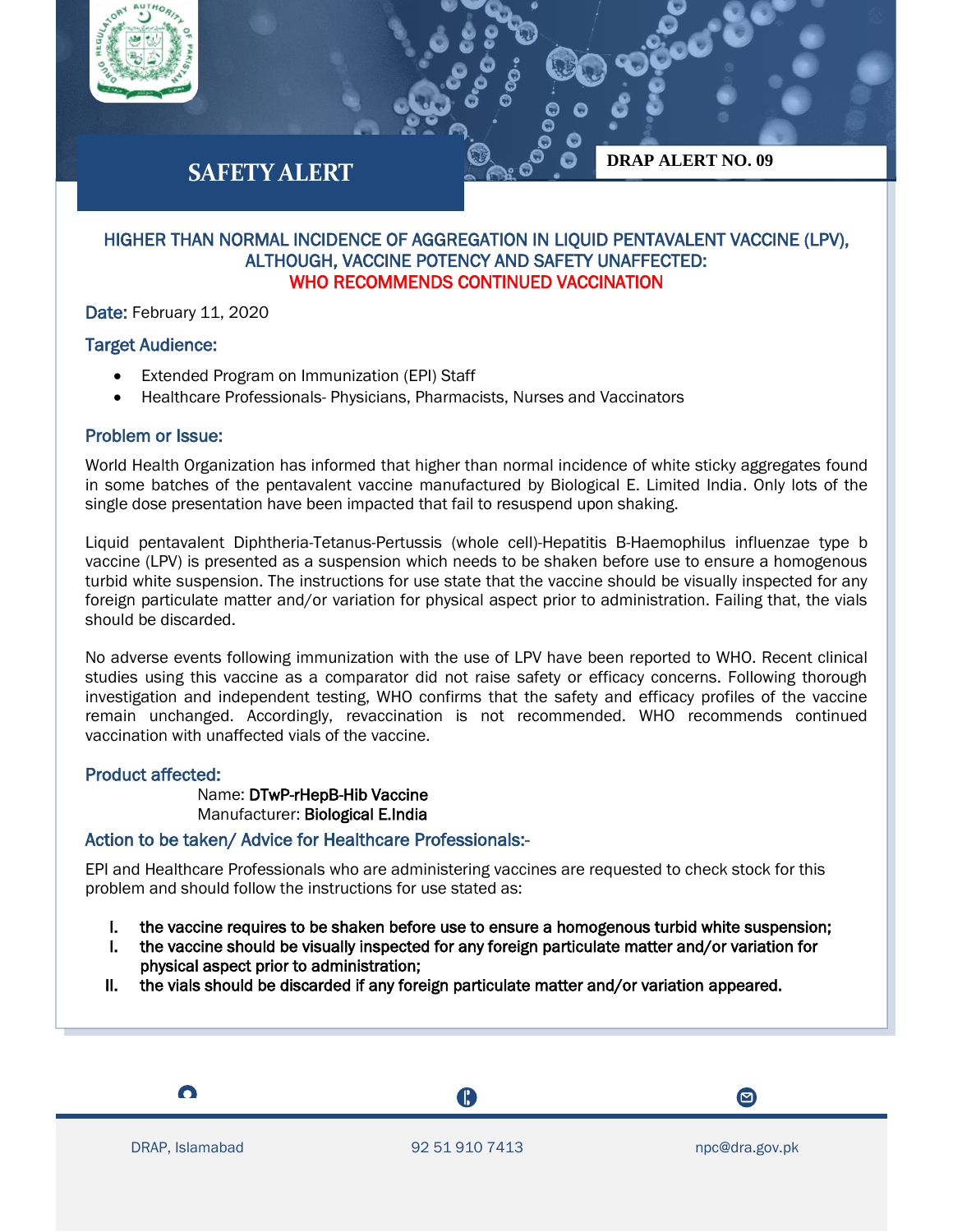# SAFETY ALERT

**DRAP ALERT NO. 09**

## HIGHER THAN NORMAL INCIDENCE OF AGGREGATION IN LIQUID PENTAVALENT VACCINE (LPV), ALTHOUGH, VACCINE POTENCY AND SAFETY UNAFFECTED: WHO RECOMMENDS CONTINUED VACCINATION

**Date:** February 11, 2020

### Target Audience:

- Extended Program on Immunization (EPI) Staff
- Healthcare Professionals- Physicians, Pharmacists, Nurses and Vaccinators

### Problem or Issue:

World Health Organization has informed that higher than normal incidence of white sticky aggregates found in some batches of the pentavalent vaccine manufactured by Biological E. Limited India. Only lots of the single dose presentation have been impacted that fail to resuspend upon shaking.

Liquid pentavalent Diphtheria-Tetanus-Pertussis (whole cell)-Hepatitis B-Haemophilus influenzae type b vaccine (LPV) is presented as a suspension which needs to be shaken before use to ensure a homogenous turbid white suspension. The instructions for use state that the vaccine should be visually inspected for any foreign particulate matter and/or variation for physical aspect prior to administration. Failing that, the vials should be discarded.

No adverse events following immunization with the use of LPV have been reported to WHO. Recent clinical studies using this vaccine as a comparator did not raise safety or efficacy concerns. Following thorough investigation and independent testing, WHO confirms that the safety and efficacy profiles of the vaccine remain unchanged. Accordingly, revaccination is not recommended. WHO recommends continued vaccination with unaffected vials of the vaccine.

### Product affected:

Name: **DTwP-rHepB-Hib Vaccine**
Manufacturer: **Biological E.India**

### Action to be taken/ Advice for Healthcare Professionals:-

EPI and Healthcare Professionals who are administering vaccines are requested to check stock for this problem and should follow the instructions for use stated as:

I. **the vaccine requires to be shaken before use to ensure a homogenous turbid white suspension;**
I. **the vaccine should be visually inspected for any foreign particulate matter and/or variation for physical aspect prior to administration;**
II. **the vials should be discarded if any foreign particulate matter and/or variation appeared.**

DRAP, Islamabad | 92 51 910 7413 | npc@dra.gov.pk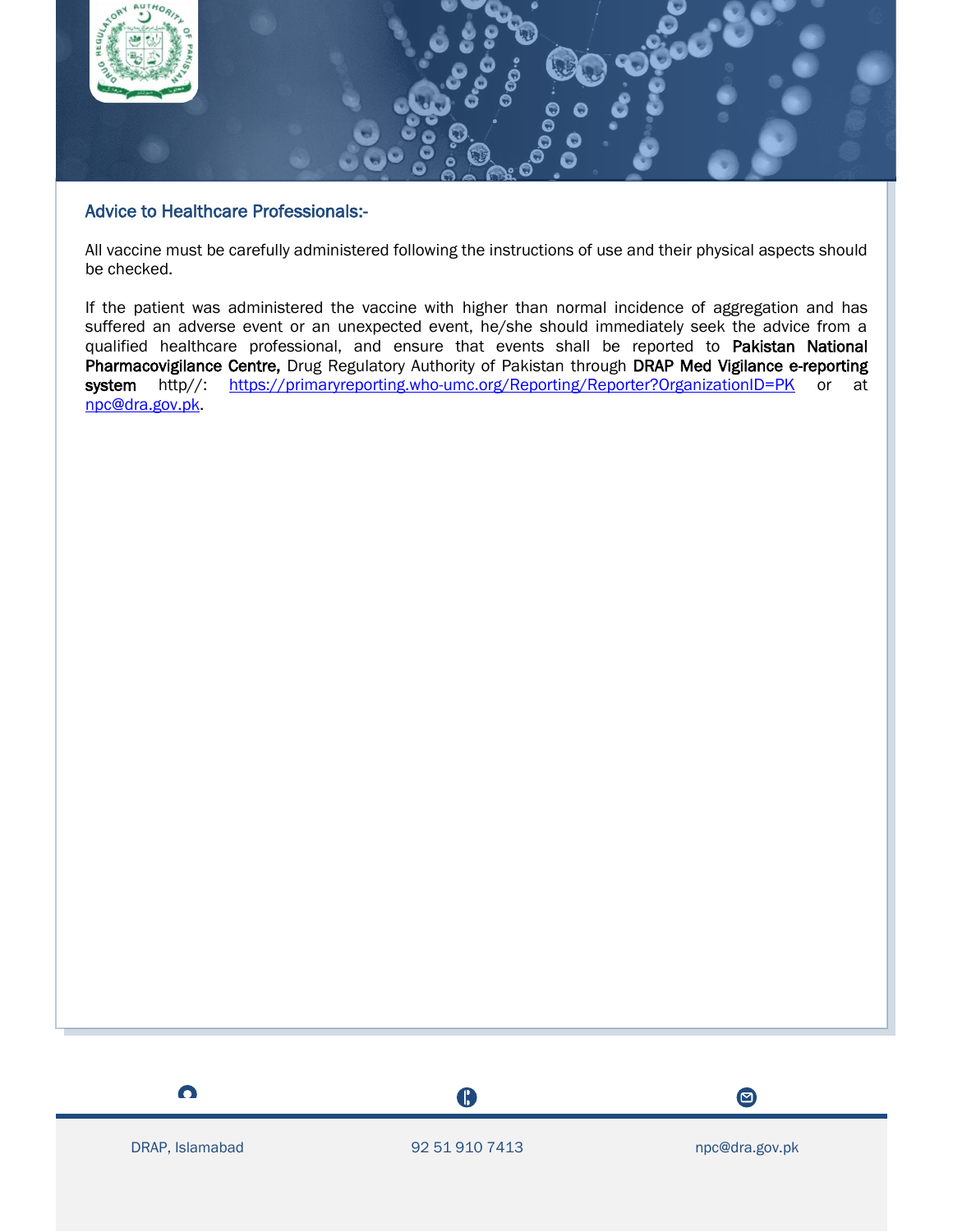## Advice to Healthcare Professionals:-

All vaccine must be carefully administered following the instructions of use and their physical aspects should be checked.

If the patient was administered the vaccine with higher than normal incidence of aggregation and has suffered an adverse event or an unexpected event, he/she should immediately seek the advice from a qualified healthcare professional, and ensure that events shall be reported to **Pakistan National Pharmacovigilance Centre,** Drug Regulatory Authority of Pakistan through **DRAP Med Vigilance e-reporting system** http//: https://primaryreporting.who-umc.org/Reporting/Reporter?OrganizationID=PK or at npc@dra.gov.pk.

DRAP, Islamabad | 92 51 910 7413 | npc@dra.gov.pk